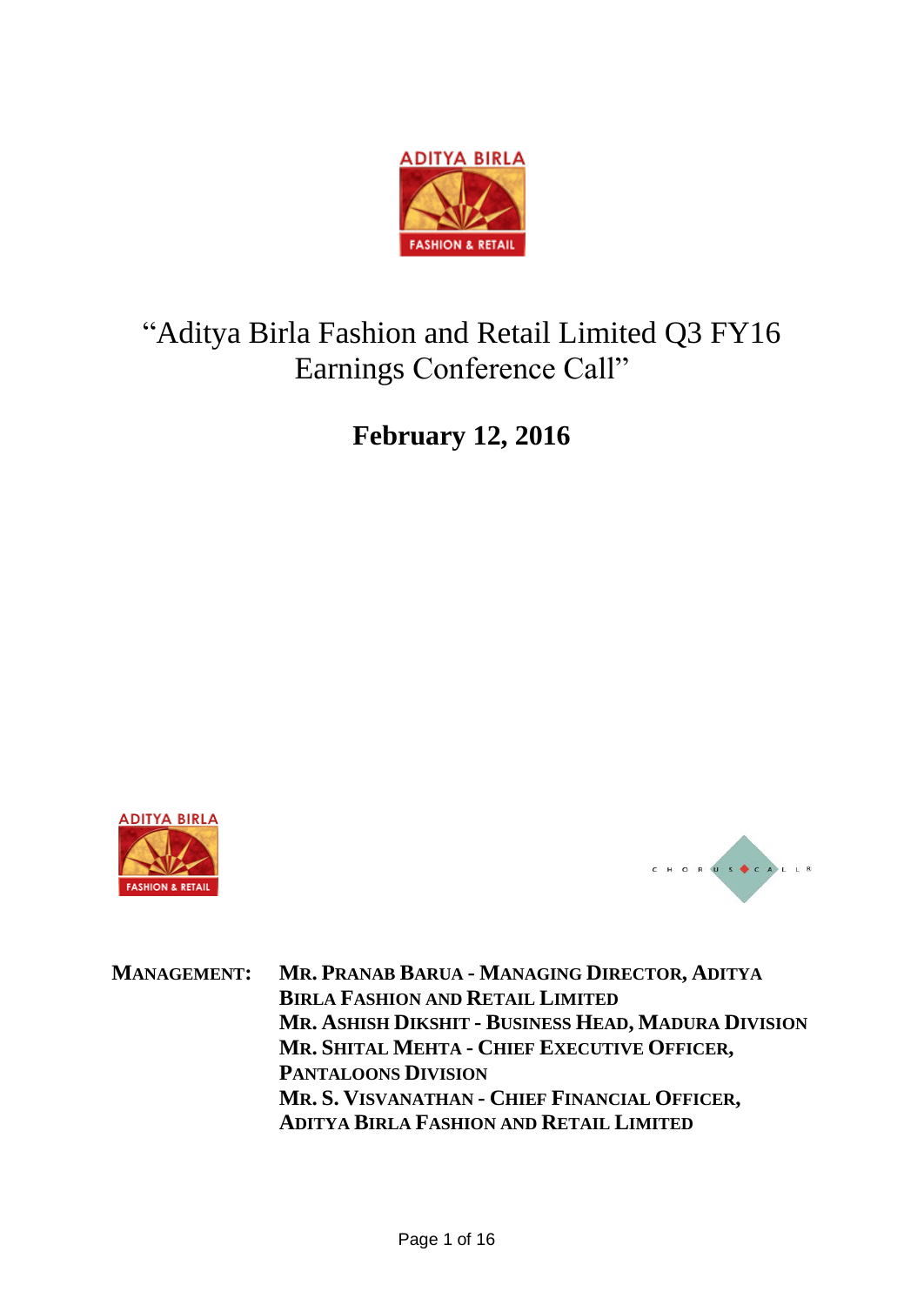# "Aditya Birla Fashion and Retail Limited Q3 FY16 Earnings Conference Call"

## February 12, 2016

**MANAGEMENT:**

**MR. PRANAB BARUA - MANAGING DIRECTOR, ADITYA BIRLA FASHION AND RETAIL LIMITED**

**MR. ASHISH DIKSHIT - BUSINESS HEAD, MADURA DIVISION**

**MR. SHITAL MEHTA - CHIEF EXECUTIVE OFFICER, PANTALOONS DIVISION**

**MR. S. VISVANATHAN - CHIEF FINANCIAL OFFICER, ADITYA BIRLA FASHION AND RETAIL LIMITED**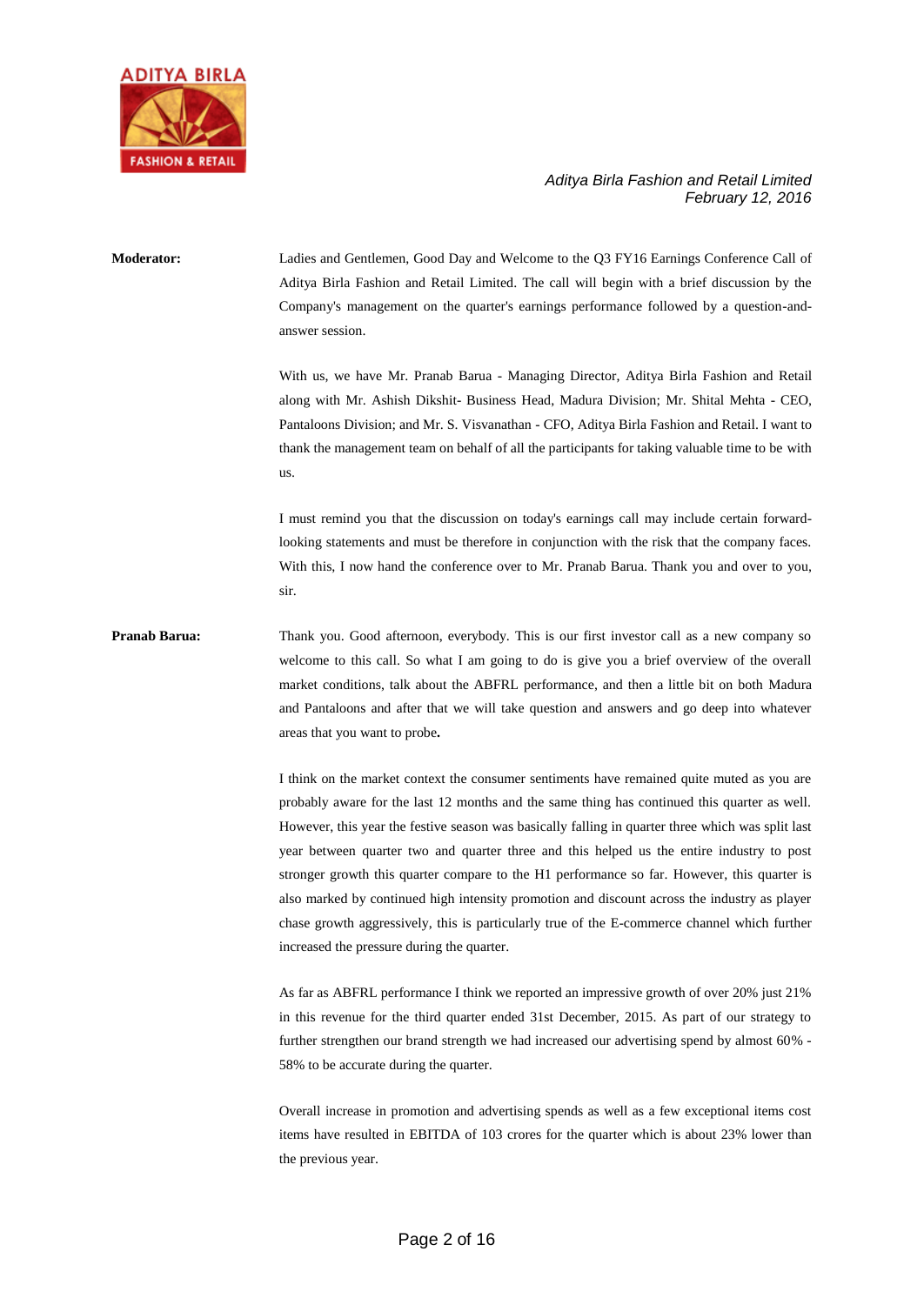**Moderator:** Ladies and Gentlemen, Good Day and Welcome to the Q3 FY16 Earnings Conference Call of Aditya Birla Fashion and Retail Limited. The call will begin with a brief discussion by the Company's management on the quarter's earnings performance followed by a question-and-answer session.

With us, we have Mr. Pranab Barua - Managing Director, Aditya Birla Fashion and Retail along with Mr. Ashish Dikshit- Business Head, Madura Division; Mr. Shital Mehta - CEO, Pantaloons Division; and Mr. S. Visvanathan - CFO, Aditya Birla Fashion and Retail. I want to thank the management team on behalf of all the participants for taking valuable time to be with us.

I must remind you that the discussion on today's earnings call may include certain forward-looking statements and must be therefore in conjunction with the risk that the company faces. With this, I now hand the conference over to Mr. Pranab Barua. Thank you and over to you, sir.

**Pranab Barua:** Thank you. Good afternoon, everybody. This is our first investor call as a new company so welcome to this call. So what I am going to do is give you a brief overview of the overall market conditions, talk about the ABFRL performance, and then a little bit on both Madura and Pantaloons and after that we will take question and answers and go deep into whatever areas that you want to probe**.**

I think on the market context the consumer sentiments have remained quite muted as you are probably aware for the last 12 months and the same thing has continued this quarter as well. However, this year the festive season was basically falling in quarter three which was split last year between quarter two and quarter three and this helped us the entire industry to post stronger growth this quarter compare to the H1 performance so far. However, this quarter is also marked by continued high intensity promotion and discount across the industry as player chase growth aggressively, this is particularly true of the E-commerce channel which further increased the pressure during the quarter.

As far as ABFRL performance I think we reported an impressive growth of over 20% just 21% in this revenue for the third quarter ended 31st December, 2015. As part of our strategy to further strengthen our brand strength we had increased our advertising spend by almost 60% - 58% to be accurate during the quarter.

Overall increase in promotion and advertising spends as well as a few exceptional items cost items have resulted in EBITDA of 103 crores for the quarter which is about 23% lower than the previous year.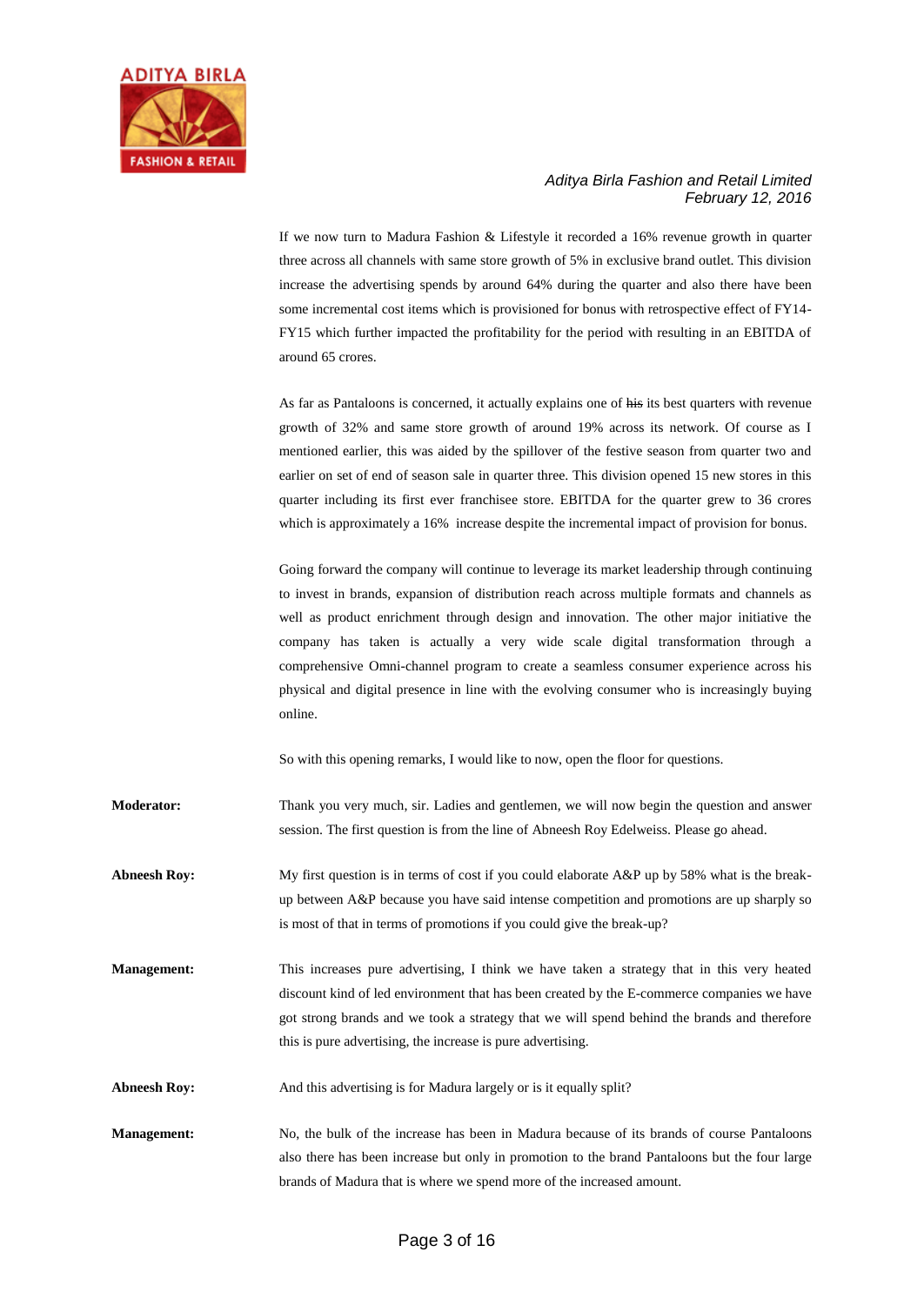If we now turn to Madura Fashion & Lifestyle it recorded a 16% revenue growth in quarter three across all channels with same store growth of 5% in exclusive brand outlet. This division increase the advertising spends by around 64% during the quarter and also there have been some incremental cost items which is provisioned for bonus with retrospective effect of FY14-FY15 which further impacted the profitability for the period with resulting in an EBITDA of around 65 crores.

As far as Pantaloons is concerned, it actually explains one of ~~his~~ its best quarters with revenue growth of 32% and same store growth of around 19% across its network. Of course as I mentioned earlier, this was aided by the spillover of the festive season from quarter two and earlier on set of end of season sale in quarter three. This division opened 15 new stores in this quarter including its first ever franchisee store. EBITDA for the quarter grew to 36 crores which is approximately a 16% increase despite the incremental impact of provision for bonus.

Going forward the company will continue to leverage its market leadership through continuing to invest in brands, expansion of distribution reach across multiple formats and channels as well as product enrichment through design and innovation. The other major initiative the company has taken is actually a very wide scale digital transformation through a comprehensive Omni-channel program to create a seamless consumer experience across his physical and digital presence in line with the evolving consumer who is increasingly buying online.

So with this opening remarks, I would like to now, open the floor for questions.

**Moderator:** Thank you very much, sir. Ladies and gentlemen, we will now begin the question and answer session. The first question is from the line of Abneesh Roy Edelweiss. Please go ahead.

**Abneesh Roy:** My first question is in terms of cost if you could elaborate A&P up by 58% what is the break-up between A&P because you have said intense competition and promotions are up sharply so is most of that in terms of promotions if you could give the break-up?

**Management:** This increases pure advertising, I think we have taken a strategy that in this very heated discount kind of led environment that has been created by the E-commerce companies we have got strong brands and we took a strategy that we will spend behind the brands and therefore this is pure advertising, the increase is pure advertising.

**Abneesh Roy:** And this advertising is for Madura largely or is it equally split?

**Management:** No, the bulk of the increase has been in Madura because of its brands of course Pantaloons also there has been increase but only in promotion to the brand Pantaloons but the four large brands of Madura that is where we spend more of the increased amount.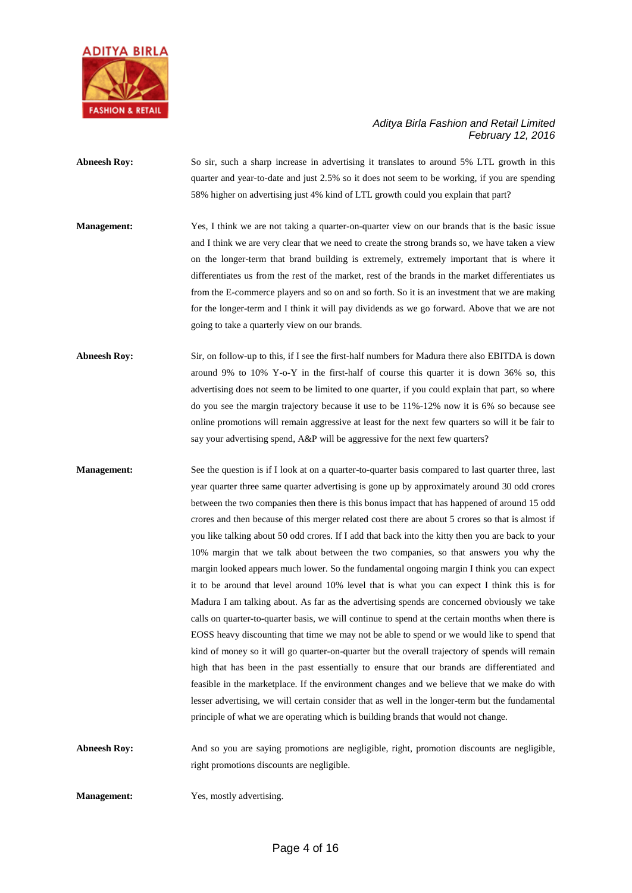**Abneesh Roy:** So sir, such a sharp increase in advertising it translates to around 5% LTL growth in this quarter and year-to-date and just 2.5% so it does not seem to be working, if you are spending 58% higher on advertising just 4% kind of LTL growth could you explain that part?

**Management:** Yes, I think we are not taking a quarter-on-quarter view on our brands that is the basic issue and I think we are very clear that we need to create the strong brands so, we have taken a view on the longer-term that brand building is extremely, extremely important that is where it differentiates us from the rest of the market, rest of the brands in the market differentiates us from the E-commerce players and so on and so forth. So it is an investment that we are making for the longer-term and I think it will pay dividends as we go forward. Above that we are not going to take a quarterly view on our brands.

**Abneesh Roy:** Sir, on follow-up to this, if I see the first-half numbers for Madura there also EBITDA is down around 9% to 10% Y-o-Y in the first-half of course this quarter it is down 36% so, this advertising does not seem to be limited to one quarter, if you could explain that part, so where do you see the margin trajectory because it use to be 11%-12% now it is 6% so because see online promotions will remain aggressive at least for the next few quarters so will it be fair to say your advertising spend, A&P will be aggressive for the next few quarters?

**Management:** See the question is if I look at on a quarter-to-quarter basis compared to last quarter three, last year quarter three same quarter advertising is gone up by approximately around 30 odd crores between the two companies then there is this bonus impact that has happened of around 15 odd crores and then because of this merger related cost there are about 5 crores so that is almost if you like talking about 50 odd crores. If I add that back into the kitty then you are back to your 10% margin that we talk about between the two companies, so that answers you why the margin looked appears much lower. So the fundamental ongoing margin I think you can expect it to be around that level around 10% level that is what you can expect I think this is for Madura I am talking about. As far as the advertising spends are concerned obviously we take calls on quarter-to-quarter basis, we will continue to spend at the certain months when there is EOSS heavy discounting that time we may not be able to spend or we would like to spend that kind of money so it will go quarter-on-quarter but the overall trajectory of spends will remain high that has been in the past essentially to ensure that our brands are differentiated and feasible in the marketplace. If the environment changes and we believe that we make do with lesser advertising, we will certain consider that as well in the longer-term but the fundamental principle of what we are operating which is building brands that would not change.

**Abneesh Roy:** And so you are saying promotions are negligible, right, promotion discounts are negligible, right promotions discounts are negligible.

**Management:** Yes, mostly advertising.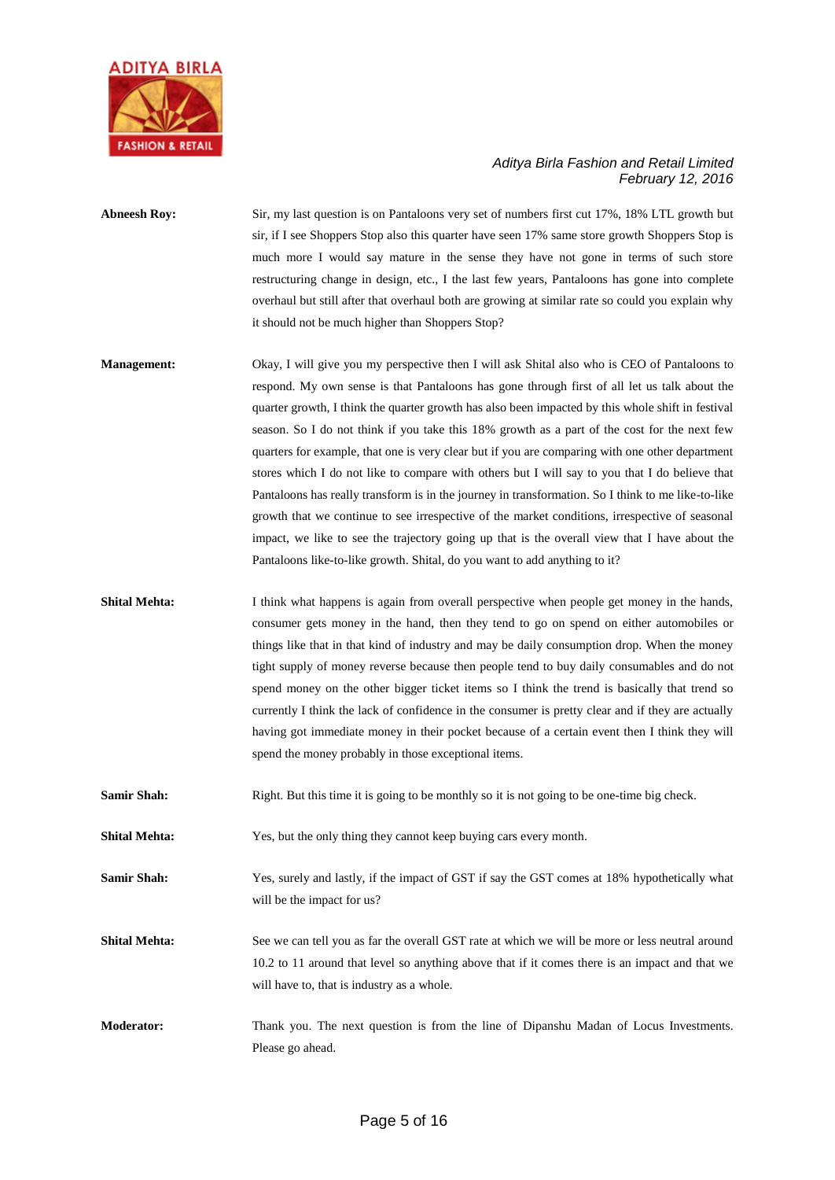**Abneesh Roy:** Sir, my last question is on Pantaloons very set of numbers first cut 17%, 18% LTL growth but sir, if I see Shoppers Stop also this quarter have seen 17% same store growth Shoppers Stop is much more I would say mature in the sense they have not gone in terms of such store restructuring change in design, etc., I the last few years, Pantaloons has gone into complete overhaul but still after that overhaul both are growing at similar rate so could you explain why it should not be much higher than Shoppers Stop?

**Management:** Okay, I will give you my perspective then I will ask Shital also who is CEO of Pantaloons to respond. My own sense is that Pantaloons has gone through first of all let us talk about the quarter growth, I think the quarter growth has also been impacted by this whole shift in festival season. So I do not think if you take this 18% growth as a part of the cost for the next few quarters for example, that one is very clear but if you are comparing with one other department stores which I do not like to compare with others but I will say to you that I do believe that Pantaloons has really transform is in the journey in transformation. So I think to me like-to-like growth that we continue to see irrespective of the market conditions, irrespective of seasonal impact, we like to see the trajectory going up that is the overall view that I have about the Pantaloons like-to-like growth. Shital, do you want to add anything to it?

**Shital Mehta:** I think what happens is again from overall perspective when people get money in the hands, consumer gets money in the hand, then they tend to go on spend on either automobiles or things like that in that kind of industry and may be daily consumption drop. When the money tight supply of money reverse because then people tend to buy daily consumables and do not spend money on the other bigger ticket items so I think the trend is basically that trend so currently I think the lack of confidence in the consumer is pretty clear and if they are actually having got immediate money in their pocket because of a certain event then I think they will spend the money probably in those exceptional items.

**Samir Shah:** Right. But this time it is going to be monthly so it is not going to be one-time big check.

**Shital Mehta:** Yes, but the only thing they cannot keep buying cars every month.

**Samir Shah:** Yes, surely and lastly, if the impact of GST if say the GST comes at 18% hypothetically what will be the impact for us?

**Shital Mehta:** See we can tell you as far the overall GST rate at which we will be more or less neutral around 10.2 to 11 around that level so anything above that if it comes there is an impact and that we will have to, that is industry as a whole.

**Moderator:** Thank you. The next question is from the line of Dipanshu Madan of Locus Investments. Please go ahead.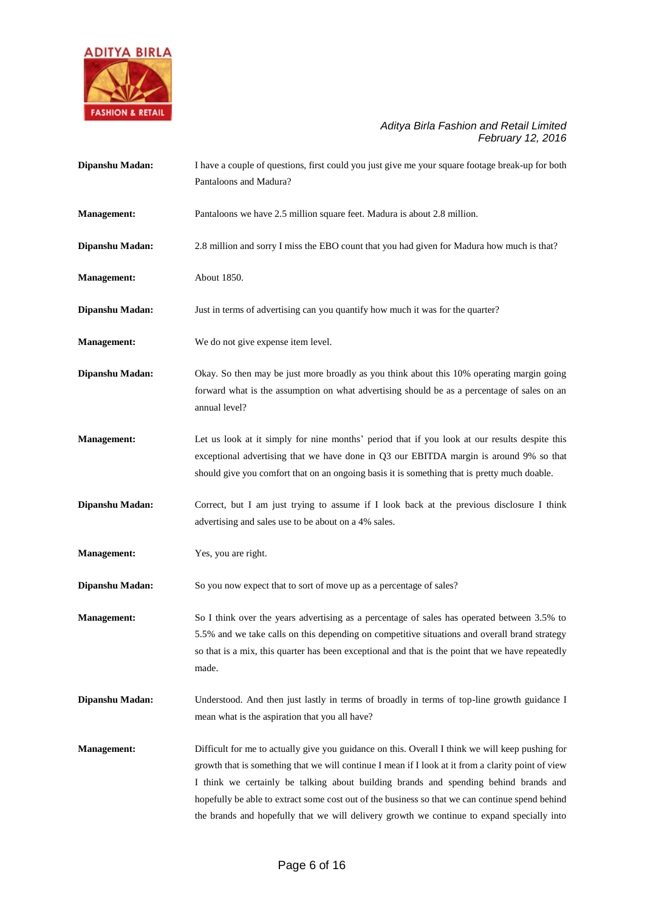**Dipanshu Madan:** I have a couple of questions, first could you just give me your square footage break-up for both Pantaloons and Madura?

**Management:** Pantaloons we have 2.5 million square feet. Madura is about 2.8 million.

**Dipanshu Madan:** 2.8 million and sorry I miss the EBO count that you had given for Madura how much is that?

**Management:** About 1850.

**Dipanshu Madan:** Just in terms of advertising can you quantify how much it was for the quarter?

**Management:** We do not give expense item level.

**Dipanshu Madan:** Okay. So then may be just more broadly as you think about this 10% operating margin going forward what is the assumption on what advertising should be as a percentage of sales on an annual level?

**Management:** Let us look at it simply for nine months' period that if you look at our results despite this exceptional advertising that we have done in Q3 our EBITDA margin is around 9% so that should give you comfort that on an ongoing basis it is something that is pretty much doable.

**Dipanshu Madan:** Correct, but I am just trying to assume if I look back at the previous disclosure I think advertising and sales use to be about on a 4% sales.

**Management:** Yes, you are right.

**Dipanshu Madan:** So you now expect that to sort of move up as a percentage of sales?

**Management:** So I think over the years advertising as a percentage of sales has operated between 3.5% to 5.5% and we take calls on this depending on competitive situations and overall brand strategy so that is a mix, this quarter has been exceptional and that is the point that we have repeatedly made.

**Dipanshu Madan:** Understood. And then just lastly in terms of broadly in terms of top-line growth guidance I mean what is the aspiration that you all have?

**Management:** Difficult for me to actually give you guidance on this. Overall I think we will keep pushing for growth that is something that we will continue I mean if I look at it from a clarity point of view I think we certainly be talking about building brands and spending behind brands and hopefully be able to extract some cost out of the business so that we can continue spend behind the brands and hopefully that we will delivery growth we continue to expand specially into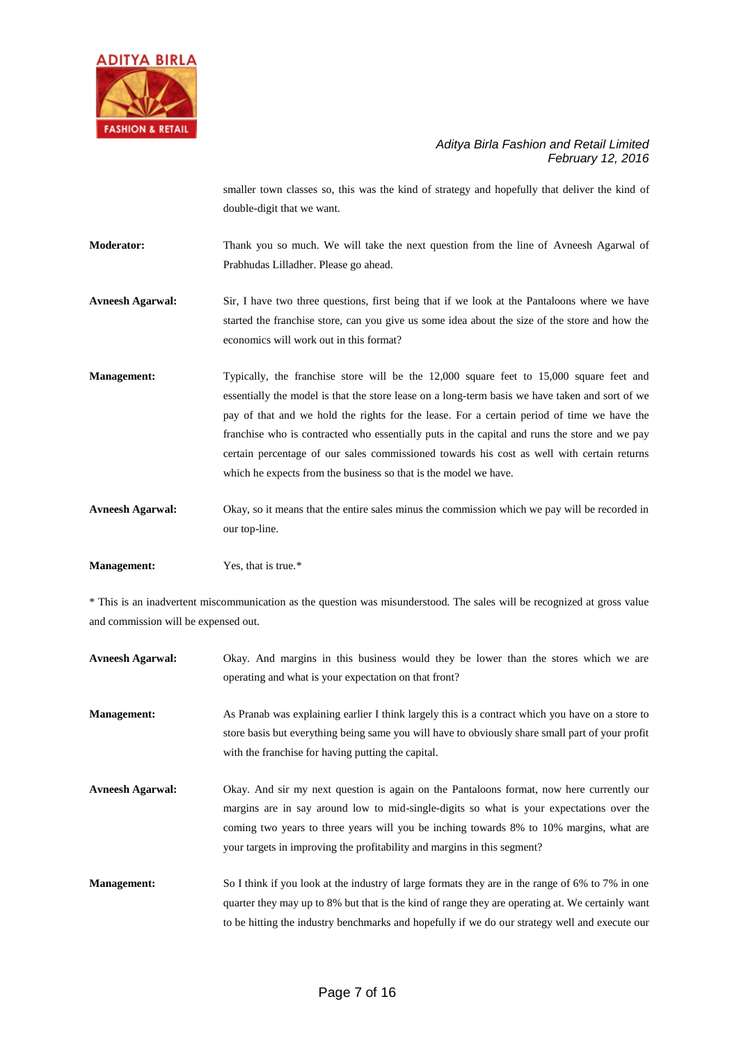smaller town classes so, this was the kind of strategy and hopefully that deliver the kind of double-digit that we want.

**Moderator:** Thank you so much. We will take the next question from the line of Avneesh Agarwal of Prabhudas Lilladher. Please go ahead.

**Avneesh Agarwal:** Sir, I have two three questions, first being that if we look at the Pantaloons where we have started the franchise store, can you give us some idea about the size of the store and how the economics will work out in this format?

**Management:** Typically, the franchise store will be the 12,000 square feet to 15,000 square feet and essentially the model is that the store lease on a long-term basis we have taken and sort of we pay of that and we hold the rights for the lease. For a certain period of time we have the franchise who is contracted who essentially puts in the capital and runs the store and we pay certain percentage of our sales commissioned towards his cost as well with certain returns which he expects from the business so that is the model we have.

**Avneesh Agarwal:** Okay, so it means that the entire sales minus the commission which we pay will be recorded in our top-line.

**Management:** Yes, that is true.*

* This is an inadvertent miscommunication as the question was misunderstood. The sales will be recognized at gross value and commission will be expensed out.

**Avneesh Agarwal:** Okay. And margins in this business would they be lower than the stores which we are operating and what is your expectation on that front?

**Management:** As Pranab was explaining earlier I think largely this is a contract which you have on a store to store basis but everything being same you will have to obviously share small part of your profit with the franchise for having putting the capital.

**Avneesh Agarwal:** Okay. And sir my next question is again on the Pantaloons format, now here currently our margins are in say around low to mid-single-digits so what is your expectations over the coming two years to three years will you be inching towards 8% to 10% margins, what are your targets in improving the profitability and margins in this segment?

**Management:** So I think if you look at the industry of large formats they are in the range of 6% to 7% in one quarter they may up to 8% but that is the kind of range they are operating at. We certainly want to be hitting the industry benchmarks and hopefully if we do our strategy well and execute our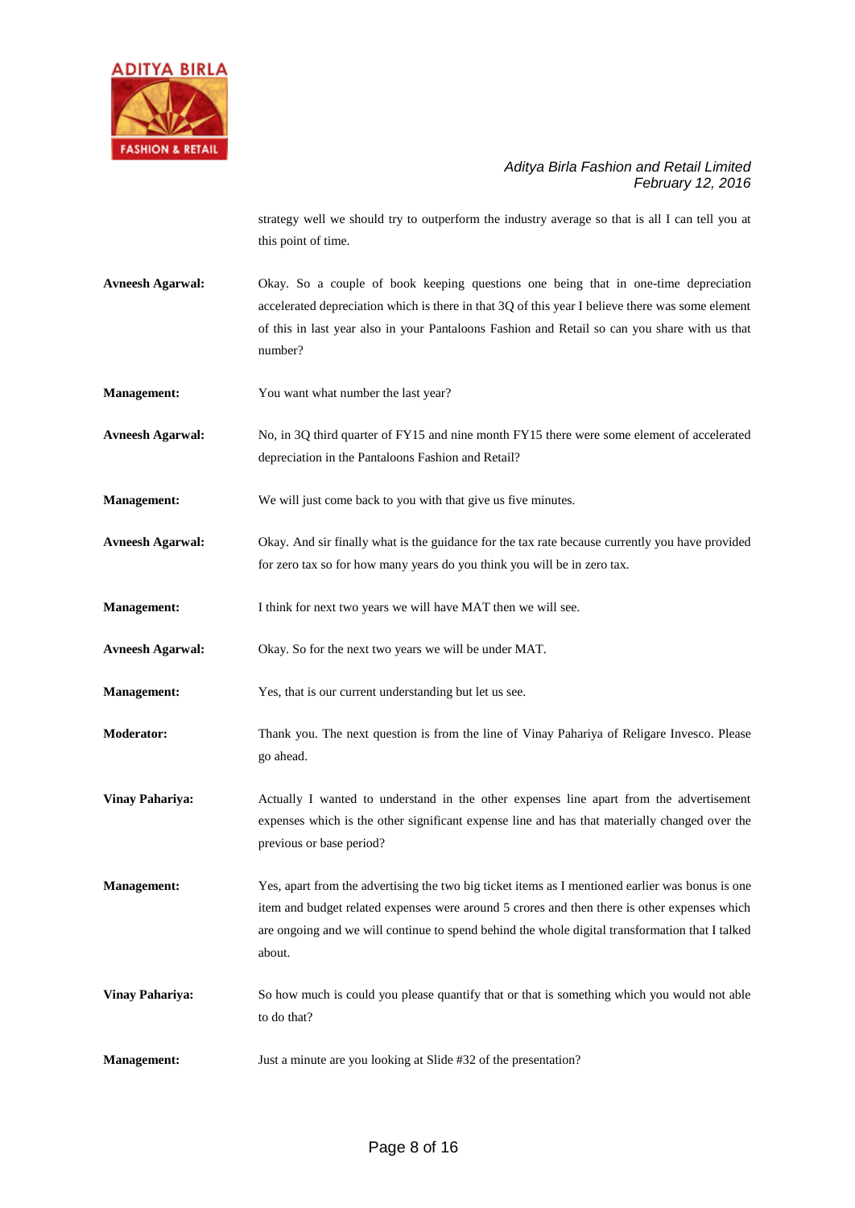strategy well we should try to outperform the industry average so that is all I can tell you at this point of time.

**Avneesh Agarwal:** Okay. So a couple of book keeping questions one being that in one-time depreciation accelerated depreciation which is there in that 3Q of this year I believe there was some element of this in last year also in your Pantaloons Fashion and Retail so can you share with us that number?

**Management:** You want what number the last year?

**Avneesh Agarwal:** No, in 3Q third quarter of FY15 and nine month FY15 there were some element of accelerated depreciation in the Pantaloons Fashion and Retail?

**Management:** We will just come back to you with that give us five minutes.

**Avneesh Agarwal:** Okay. And sir finally what is the guidance for the tax rate because currently you have provided for zero tax so for how many years do you think you will be in zero tax.

**Management:** I think for next two years we will have MAT then we will see.

**Avneesh Agarwal:** Okay. So for the next two years we will be under MAT.

**Management:** Yes, that is our current understanding but let us see.

**Moderator:** Thank you. The next question is from the line of Vinay Pahariya of Religare Invesco. Please go ahead.

**Vinay Pahariya:** Actually I wanted to understand in the other expenses line apart from the advertisement expenses which is the other significant expense line and has that materially changed over the previous or base period?

**Management:** Yes, apart from the advertising the two big ticket items as I mentioned earlier was bonus is one item and budget related expenses were around 5 crores and then there is other expenses which are ongoing and we will continue to spend behind the whole digital transformation that I talked about.

**Vinay Pahariya:** So how much is could you please quantify that or that is something which you would not able to do that?

**Management:** Just a minute are you looking at Slide #32 of the presentation?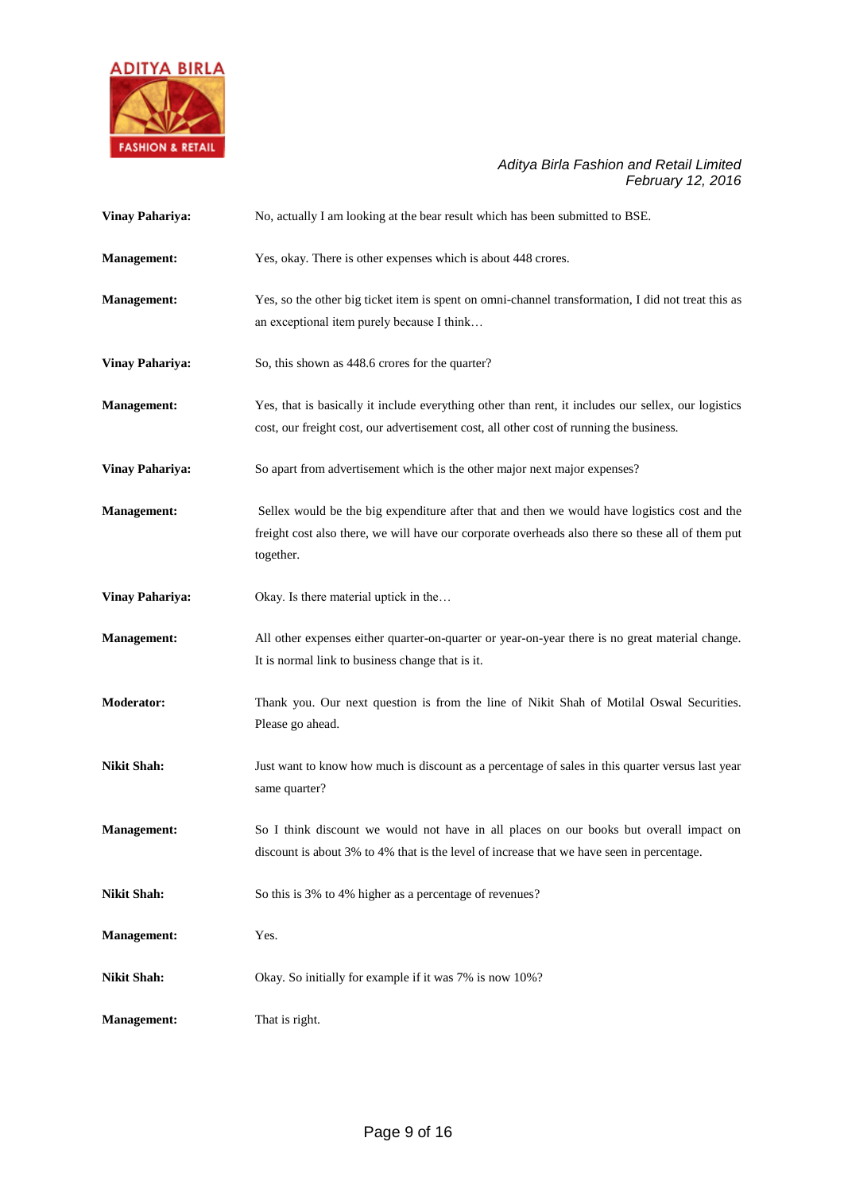**Vinay Pahariya:** No, actually I am looking at the bear result which has been submitted to BSE.

**Management:** Yes, okay. There is other expenses which is about 448 crores.

**Management:** Yes, so the other big ticket item is spent on omni-channel transformation, I did not treat this as an exceptional item purely because I think…

**Vinay Pahariya:** So, this shown as 448.6 crores for the quarter?

**Management:** Yes, that is basically it include everything other than rent, it includes our sellex, our logistics cost, our freight cost, our advertisement cost, all other cost of running the business.

**Vinay Pahariya:** So apart from advertisement which is the other major next major expenses?

**Management:** Sellex would be the big expenditure after that and then we would have logistics cost and the freight cost also there, we will have our corporate overheads also there so these all of them put together.

**Vinay Pahariya:** Okay. Is there material uptick in the…

**Management:** All other expenses either quarter-on-quarter or year-on-year there is no great material change. It is normal link to business change that is it.

**Moderator:** Thank you. Our next question is from the line of Nikit Shah of Motilal Oswal Securities. Please go ahead.

**Nikit Shah:** Just want to know how much is discount as a percentage of sales in this quarter versus last year same quarter?

**Management:** So I think discount we would not have in all places on our books but overall impact on discount is about 3% to 4% that is the level of increase that we have seen in percentage.

**Nikit Shah:** So this is 3% to 4% higher as a percentage of revenues?

**Management:** Yes.

**Nikit Shah:** Okay. So initially for example if it was 7% is now 10%?

**Management:** That is right.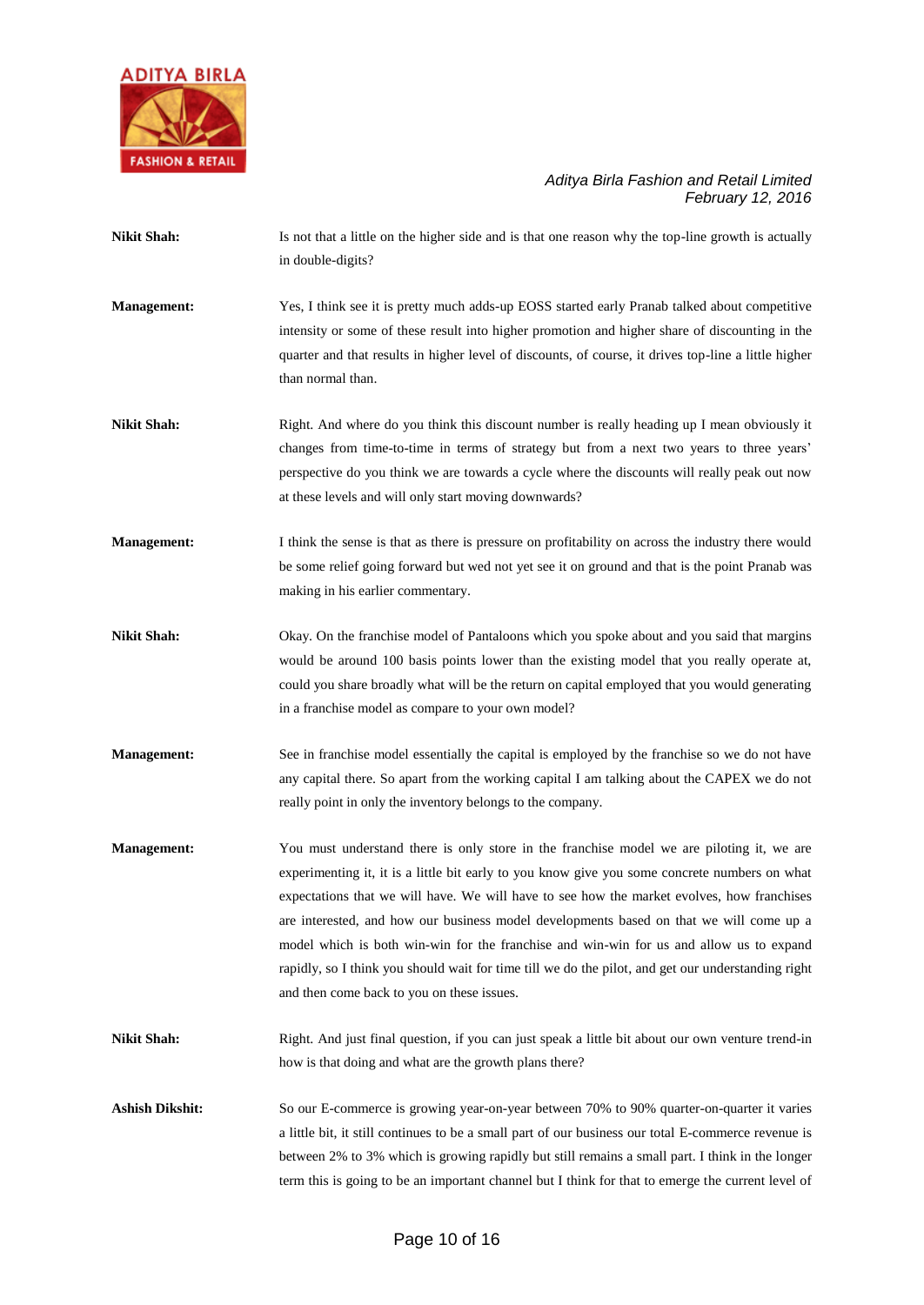**Nikit Shah:** Is not that a little on the higher side and is that one reason why the top-line growth is actually in double-digits?

**Management:** Yes, I think see it is pretty much adds-up EOSS started early Pranab talked about competitive intensity or some of these result into higher promotion and higher share of discounting in the quarter and that results in higher level of discounts, of course, it drives top-line a little higher than normal than.

**Nikit Shah:** Right. And where do you think this discount number is really heading up I mean obviously it changes from time-to-time in terms of strategy but from a next two years to three years' perspective do you think we are towards a cycle where the discounts will really peak out now at these levels and will only start moving downwards?

**Management:** I think the sense is that as there is pressure on profitability on across the industry there would be some relief going forward but wed not yet see it on ground and that is the point Pranab was making in his earlier commentary.

**Nikit Shah:** Okay. On the franchise model of Pantaloons which you spoke about and you said that margins would be around 100 basis points lower than the existing model that you really operate at, could you share broadly what will be the return on capital employed that you would generating in a franchise model as compare to your own model?

**Management:** See in franchise model essentially the capital is employed by the franchise so we do not have any capital there. So apart from the working capital I am talking about the CAPEX we do not really point in only the inventory belongs to the company.

**Management:** You must understand there is only store in the franchise model we are piloting it, we are experimenting it, it is a little bit early to you know give you some concrete numbers on what expectations that we will have. We will have to see how the market evolves, how franchises are interested, and how our business model developments based on that we will come up a model which is both win-win for the franchise and win-win for us and allow us to expand rapidly, so I think you should wait for time till we do the pilot, and get our understanding right and then come back to you on these issues.

**Nikit Shah:** Right. And just final question, if you can just speak a little bit about our own venture trend-in how is that doing and what are the growth plans there?

**Ashish Dikshit:** So our E-commerce is growing year-on-year between 70% to 90% quarter-on-quarter it varies a little bit, it still continues to be a small part of our business our total E-commerce revenue is between 2% to 3% which is growing rapidly but still remains a small part. I think in the longer term this is going to be an important channel but I think for that to emerge the current level of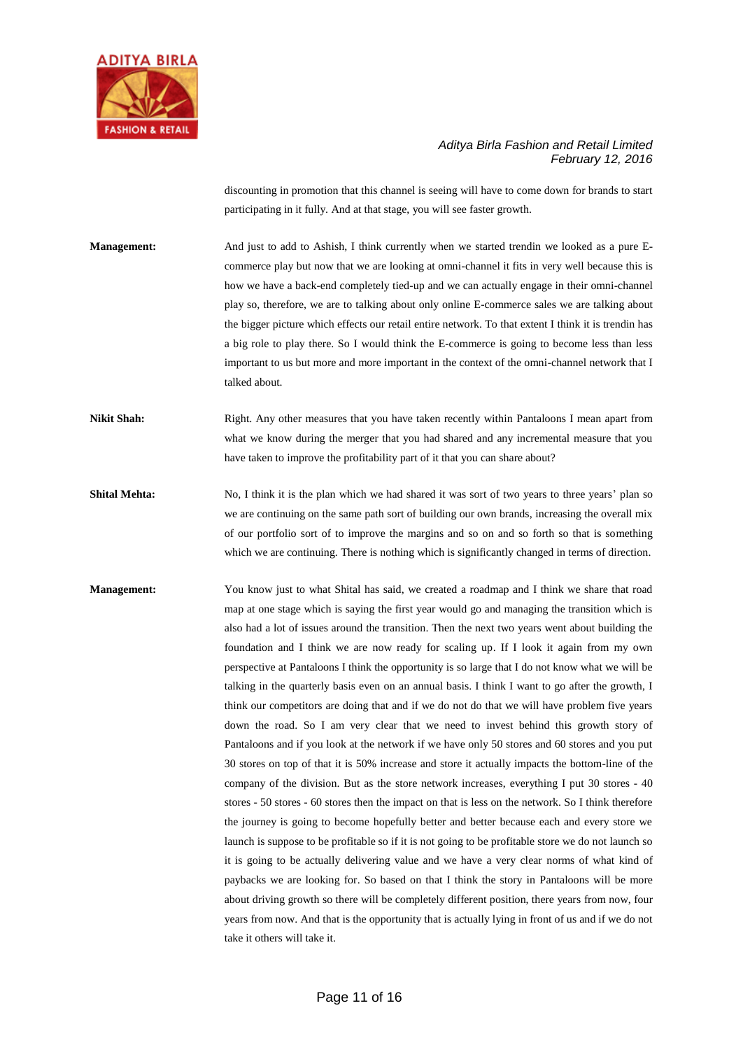discounting in promotion that this channel is seeing will have to come down for brands to start participating in it fully. And at that stage, you will see faster growth.

**Management:** And just to add to Ashish, I think currently when we started trendin we looked as a pure E-commerce play but now that we are looking at omni-channel it fits in very well because this is how we have a back-end completely tied-up and we can actually engage in their omni-channel play so, therefore, we are to talking about only online E-commerce sales we are talking about the bigger picture which effects our retail entire network. To that extent I think it is trendin has a big role to play there. So I would think the E-commerce is going to become less than less important to us but more and more important in the context of the omni-channel network that I talked about.

**Nikit Shah:** Right. Any other measures that you have taken recently within Pantaloons I mean apart from what we know during the merger that you had shared and any incremental measure that you have taken to improve the profitability part of it that you can share about?

**Shital Mehta:** No, I think it is the plan which we had shared it was sort of two years to three years' plan so we are continuing on the same path sort of building our own brands, increasing the overall mix of our portfolio sort of to improve the margins and so on and so forth so that is something which we are continuing. There is nothing which is significantly changed in terms of direction.

**Management:** You know just to what Shital has said, we created a roadmap and I think we share that road map at one stage which is saying the first year would go and managing the transition which is also had a lot of issues around the transition. Then the next two years went about building the foundation and I think we are now ready for scaling up. If I look it again from my own perspective at Pantaloons I think the opportunity is so large that I do not know what we will be talking in the quarterly basis even on an annual basis. I think I want to go after the growth, I think our competitors are doing that and if we do not do that we will have problem five years down the road. So I am very clear that we need to invest behind this growth story of Pantaloons and if you look at the network if we have only 50 stores and 60 stores and you put 30 stores on top of that it is 50% increase and store it actually impacts the bottom-line of the company of the division. But as the store network increases, everything I put 30 stores - 40 stores - 50 stores - 60 stores then the impact on that is less on the network. So I think therefore the journey is going to become hopefully better and better because each and every store we launch is suppose to be profitable so if it is not going to be profitable store we do not launch so it is going to be actually delivering value and we have a very clear norms of what kind of paybacks we are looking for. So based on that I think the story in Pantaloons will be more about driving growth so there will be completely different position, there years from now, four years from now. And that is the opportunity that is actually lying in front of us and if we do not take it others will take it.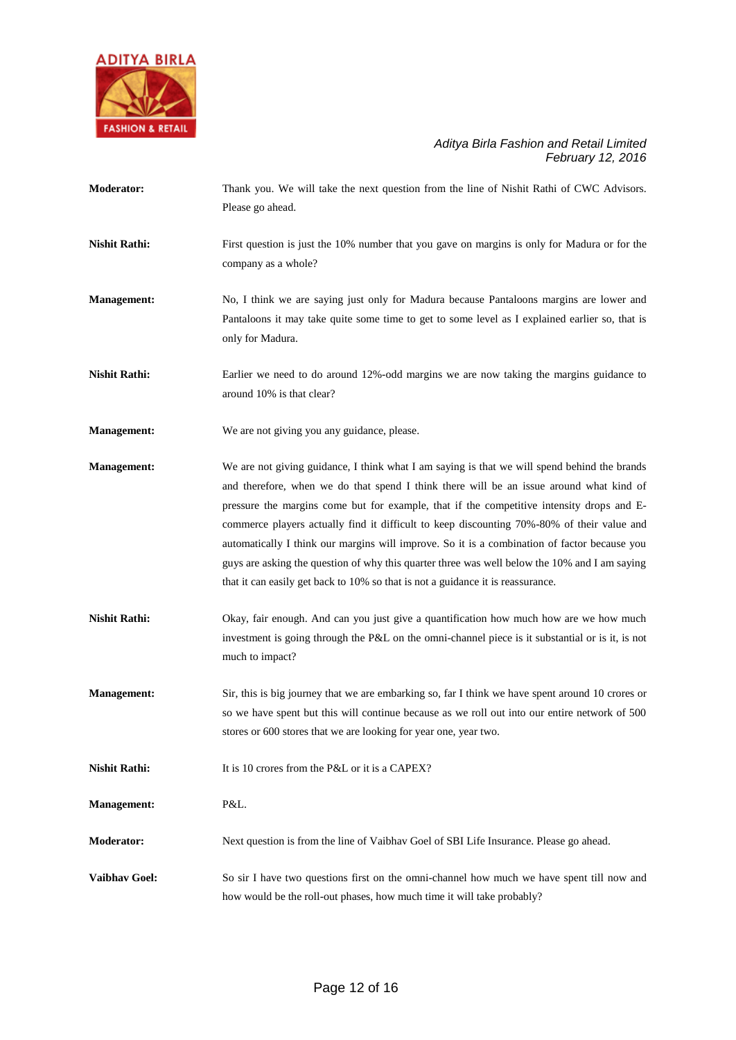**Moderator:** Thank you. We will take the next question from the line of Nishit Rathi of CWC Advisors. Please go ahead.

**Nishit Rathi:** First question is just the 10% number that you gave on margins is only for Madura or for the company as a whole?

**Management:** No, I think we are saying just only for Madura because Pantaloons margins are lower and Pantaloons it may take quite some time to get to some level as I explained earlier so, that is only for Madura.

**Nishit Rathi:** Earlier we need to do around 12%-odd margins we are now taking the margins guidance to around 10% is that clear?

**Management:** We are not giving you any guidance, please.

**Management:** We are not giving guidance, I think what I am saying is that we will spend behind the brands and therefore, when we do that spend I think there will be an issue around what kind of pressure the margins come but for example, that if the competitive intensity drops and E-commerce players actually find it difficult to keep discounting 70%-80% of their value and automatically I think our margins will improve. So it is a combination of factor because you guys are asking the question of why this quarter three was well below the 10% and I am saying that it can easily get back to 10% so that is not a guidance it is reassurance.

**Nishit Rathi:** Okay, fair enough. And can you just give a quantification how much how are we how much investment is going through the P&L on the omni-channel piece is it substantial or is it, is not much to impact?

**Management:** Sir, this is big journey that we are embarking so, far I think we have spent around 10 crores or so we have spent but this will continue because as we roll out into our entire network of 500 stores or 600 stores that we are looking for year one, year two.

**Nishit Rathi:** It is 10 crores from the P&L or it is a CAPEX?

**Management:** P&L.

**Moderator:** Next question is from the line of Vaibhav Goel of SBI Life Insurance. Please go ahead.

**Vaibhav Goel:** So sir I have two questions first on the omni-channel how much we have spent till now and how would be the roll-out phases, how much time it will take probably?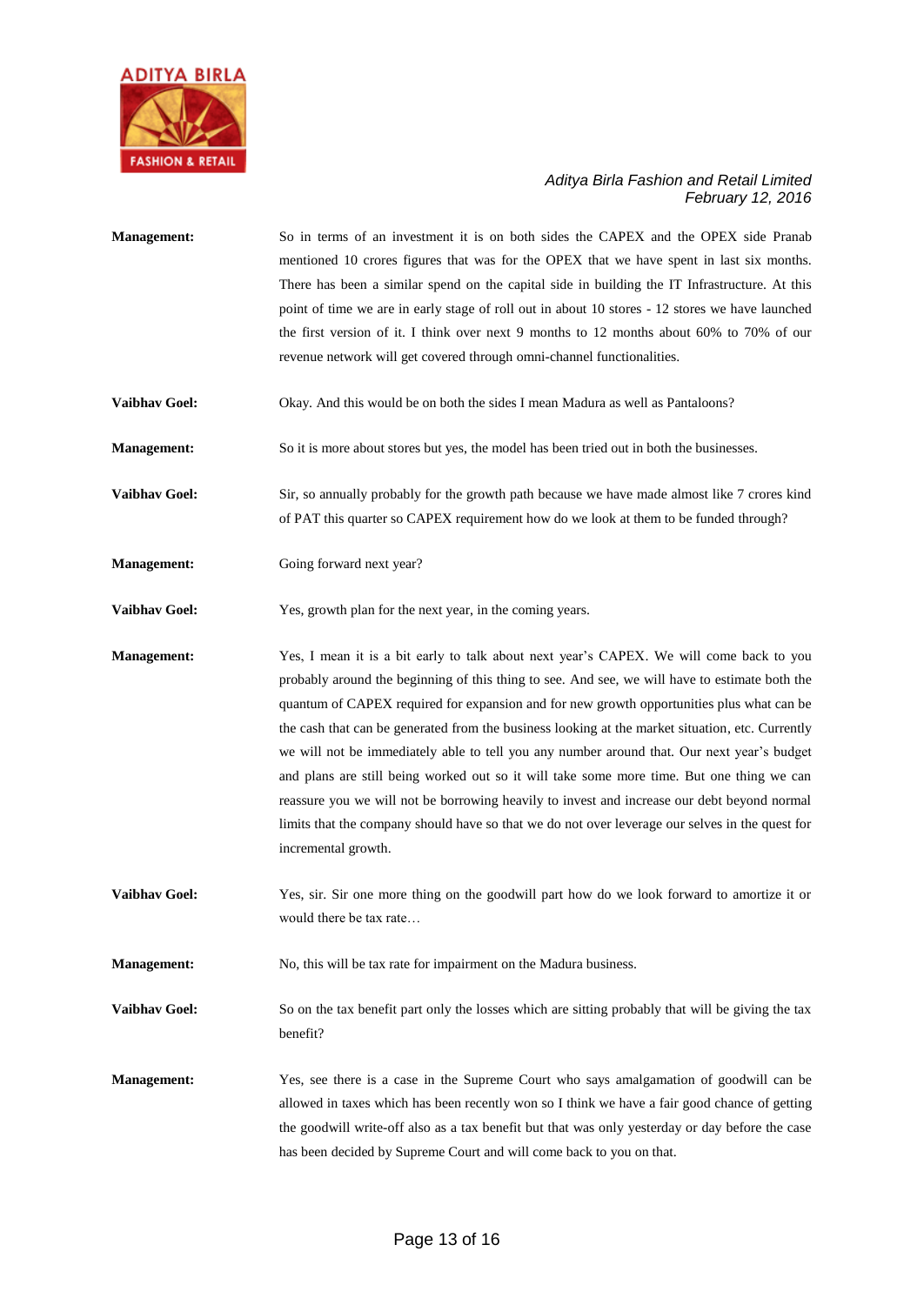**Management:** So in terms of an investment it is on both sides the CAPEX and the OPEX side Pranab mentioned 10 crores figures that was for the OPEX that we have spent in last six months. There has been a similar spend on the capital side in building the IT Infrastructure. At this point of time we are in early stage of roll out in about 10 stores - 12 stores we have launched the first version of it. I think over next 9 months to 12 months about 60% to 70% of our revenue network will get covered through omni-channel functionalities.

**Vaibhav Goel:** Okay. And this would be on both the sides I mean Madura as well as Pantaloons?

**Management:** So it is more about stores but yes, the model has been tried out in both the businesses.

**Vaibhav Goel:** Sir, so annually probably for the growth path because we have made almost like 7 crores kind of PAT this quarter so CAPEX requirement how do we look at them to be funded through?

**Management:** Going forward next year?

**Vaibhav Goel:** Yes, growth plan for the next year, in the coming years.

**Management:** Yes, I mean it is a bit early to talk about next year's CAPEX. We will come back to you probably around the beginning of this thing to see. And see, we will have to estimate both the quantum of CAPEX required for expansion and for new growth opportunities plus what can be the cash that can be generated from the business looking at the market situation, etc. Currently we will not be immediately able to tell you any number around that. Our next year's budget and plans are still being worked out so it will take some more time. But one thing we can reassure you we will not be borrowing heavily to invest and increase our debt beyond normal limits that the company should have so that we do not over leverage our selves in the quest for incremental growth.

**Vaibhav Goel:** Yes, sir. Sir one more thing on the goodwill part how do we look forward to amortize it or would there be tax rate…

**Management:** No, this will be tax rate for impairment on the Madura business.

**Vaibhav Goel:** So on the tax benefit part only the losses which are sitting probably that will be giving the tax benefit?

**Management:** Yes, see there is a case in the Supreme Court who says amalgamation of goodwill can be allowed in taxes which has been recently won so I think we have a fair good chance of getting the goodwill write-off also as a tax benefit but that was only yesterday or day before the case has been decided by Supreme Court and will come back to you on that.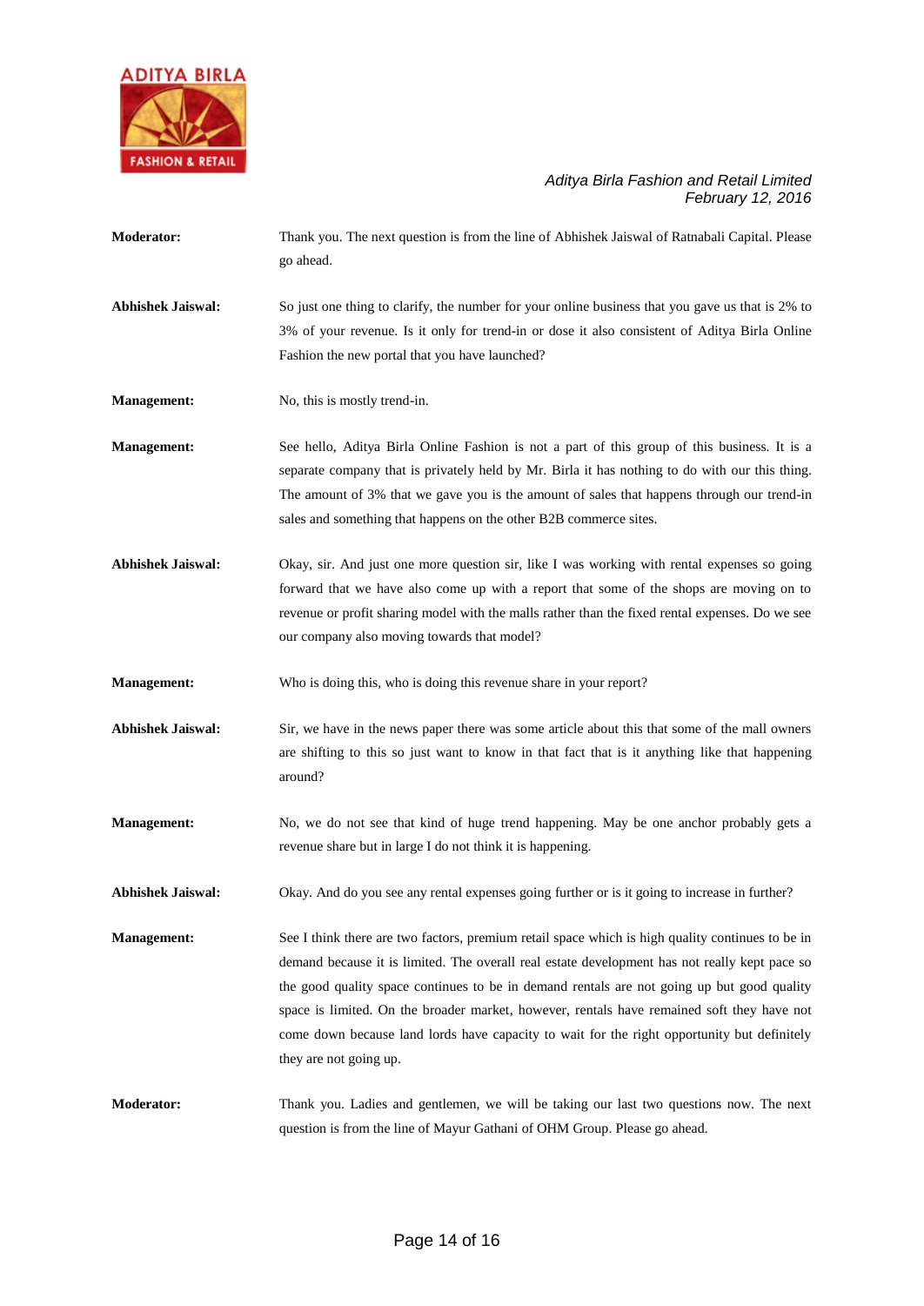**Moderator:** Thank you. The next question is from the line of Abhishek Jaiswal of Ratnabali Capital. Please go ahead.

**Abhishek Jaiswal:** So just one thing to clarify, the number for your online business that you gave us that is 2% to 3% of your revenue. Is it only for trend-in or dose it also consistent of Aditya Birla Online Fashion the new portal that you have launched?

**Management:** No, this is mostly trend-in.

**Management:** See hello, Aditya Birla Online Fashion is not a part of this group of this business. It is a separate company that is privately held by Mr. Birla it has nothing to do with our this thing. The amount of 3% that we gave you is the amount of sales that happens through our trend-in sales and something that happens on the other B2B commerce sites.

**Abhishek Jaiswal:** Okay, sir. And just one more question sir, like I was working with rental expenses so going forward that we have also come up with a report that some of the shops are moving on to revenue or profit sharing model with the malls rather than the fixed rental expenses. Do we see our company also moving towards that model?

**Management:** Who is doing this, who is doing this revenue share in your report?

**Abhishek Jaiswal:** Sir, we have in the news paper there was some article about this that some of the mall owners are shifting to this so just want to know in that fact that is it anything like that happening around?

**Management:** No, we do not see that kind of huge trend happening. May be one anchor probably gets a revenue share but in large I do not think it is happening.

**Abhishek Jaiswal:** Okay. And do you see any rental expenses going further or is it going to increase in further?

**Management:** See I think there are two factors, premium retail space which is high quality continues to be in demand because it is limited. The overall real estate development has not really kept pace so the good quality space continues to be in demand rentals are not going up but good quality space is limited. On the broader market, however, rentals have remained soft they have not come down because land lords have capacity to wait for the right opportunity but definitely they are not going up.

**Moderator:** Thank you. Ladies and gentlemen, we will be taking our last two questions now. The next question is from the line of Mayur Gathani of OHM Group. Please go ahead.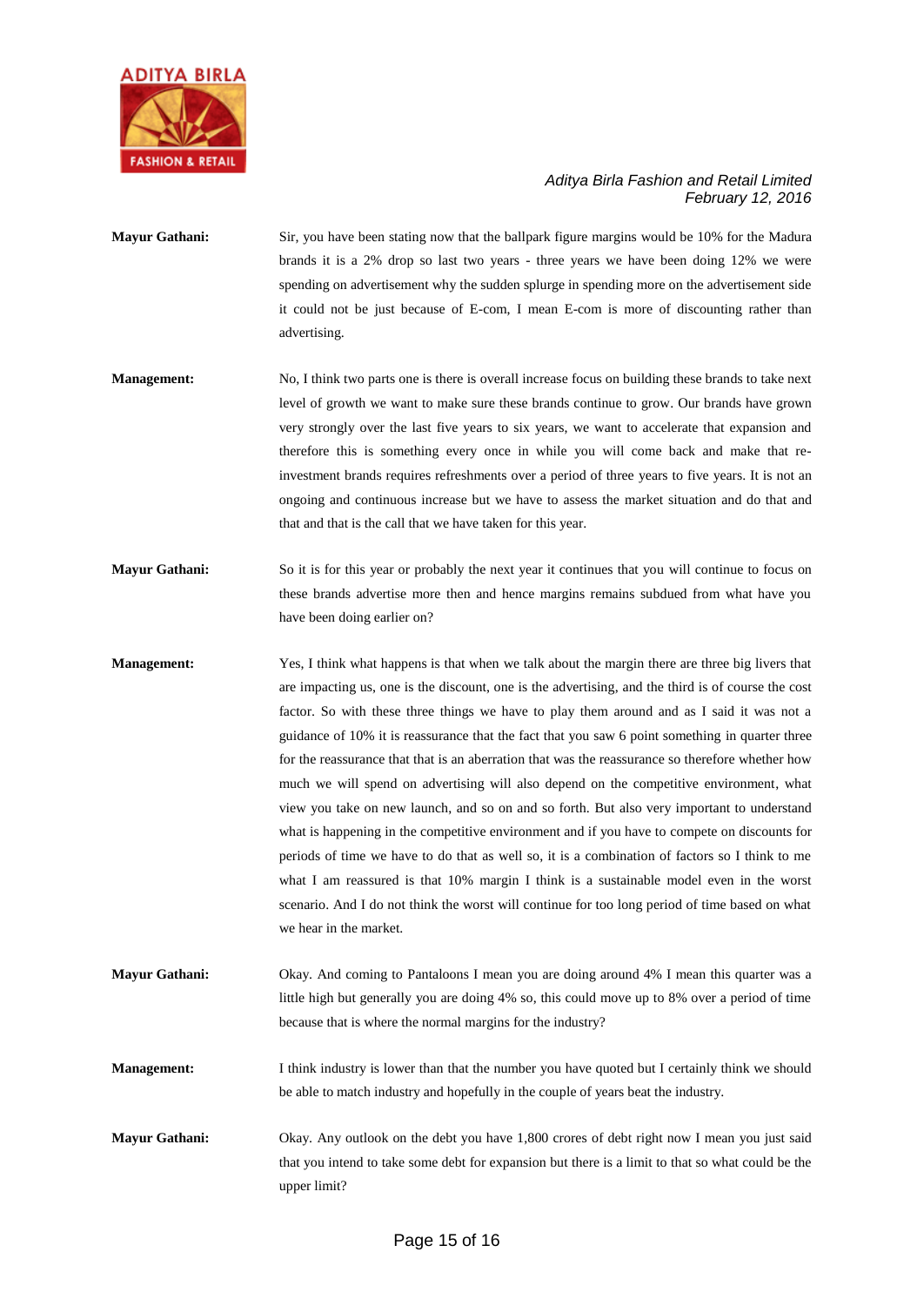**Mayur Gathani:** Sir, you have been stating now that the ballpark figure margins would be 10% for the Madura brands it is a 2% drop so last two years - three years we have been doing 12% we were spending on advertisement why the sudden splurge in spending more on the advertisement side it could not be just because of E-com, I mean E-com is more of discounting rather than advertising.

**Management:** No, I think two parts one is there is overall increase focus on building these brands to take next level of growth we want to make sure these brands continue to grow. Our brands have grown very strongly over the last five years to six years, we want to accelerate that expansion and therefore this is something every once in while you will come back and make that re-investment brands requires refreshments over a period of three years to five years. It is not an ongoing and continuous increase but we have to assess the market situation and do that and that and that is the call that we have taken for this year.

**Mayur Gathani:** So it is for this year or probably the next year it continues that you will continue to focus on these brands advertise more then and hence margins remains subdued from what have you have been doing earlier on?

**Management:** Yes, I think what happens is that when we talk about the margin there are three big livers that are impacting us, one is the discount, one is the advertising, and the third is of course the cost factor. So with these three things we have to play them around and as I said it was not a guidance of 10% it is reassurance that the fact that you saw 6 point something in quarter three for the reassurance that that is an aberration that was the reassurance so therefore whether how much we will spend on advertising will also depend on the competitive environment, what view you take on new launch, and so on and so forth. But also very important to understand what is happening in the competitive environment and if you have to compete on discounts for periods of time we have to do that as well so, it is a combination of factors so I think to me what I am reassured is that 10% margin I think is a sustainable model even in the worst scenario. And I do not think the worst will continue for too long period of time based on what we hear in the market.

**Mayur Gathani:** Okay. And coming to Pantaloons I mean you are doing around 4% I mean this quarter was a little high but generally you are doing 4% so, this could move up to 8% over a period of time because that is where the normal margins for the industry?

**Management:** I think industry is lower than that the number you have quoted but I certainly think we should be able to match industry and hopefully in the couple of years beat the industry.

**Mayur Gathani:** Okay. Any outlook on the debt you have 1,800 crores of debt right now I mean you just said that you intend to take some debt for expansion but there is a limit to that so what could be the upper limit?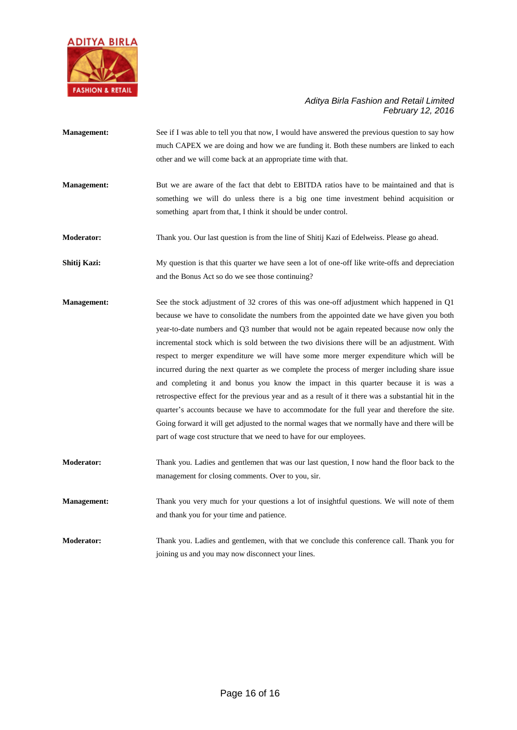**Management:** See if I was able to tell you that now, I would have answered the previous question to say how much CAPEX we are doing and how we are funding it. Both these numbers are linked to each other and we will come back at an appropriate time with that.

**Management:** But we are aware of the fact that debt to EBITDA ratios have to be maintained and that is something we will do unless there is a big one time investment behind acquisition or something apart from that, I think it should be under control.

**Moderator:** Thank you. Our last question is from the line of Shitij Kazi of Edelweiss. Please go ahead.

**Shitij Kazi:** My question is that this quarter we have seen a lot of one-off like write-offs and depreciation and the Bonus Act so do we see those continuing?

**Management:** See the stock adjustment of 32 crores of this was one-off adjustment which happened in Q1 because we have to consolidate the numbers from the appointed date we have given you both year-to-date numbers and Q3 number that would not be again repeated because now only the incremental stock which is sold between the two divisions there will be an adjustment. With respect to merger expenditure we will have some more merger expenditure which will be incurred during the next quarter as we complete the process of merger including share issue and completing it and bonus you know the impact in this quarter because it is was a retrospective effect for the previous year and as a result of it there was a substantial hit in the quarter's accounts because we have to accommodate for the full year and therefore the site. Going forward it will get adjusted to the normal wages that we normally have and there will be part of wage cost structure that we need to have for our employees.

**Moderator:** Thank you. Ladies and gentlemen that was our last question, I now hand the floor back to the management for closing comments. Over to you, sir.

**Management:** Thank you very much for your questions a lot of insightful questions. We will note of them and thank you for your time and patience.

**Moderator:** Thank you. Ladies and gentlemen, with that we conclude this conference call. Thank you for joining us and you may now disconnect your lines.